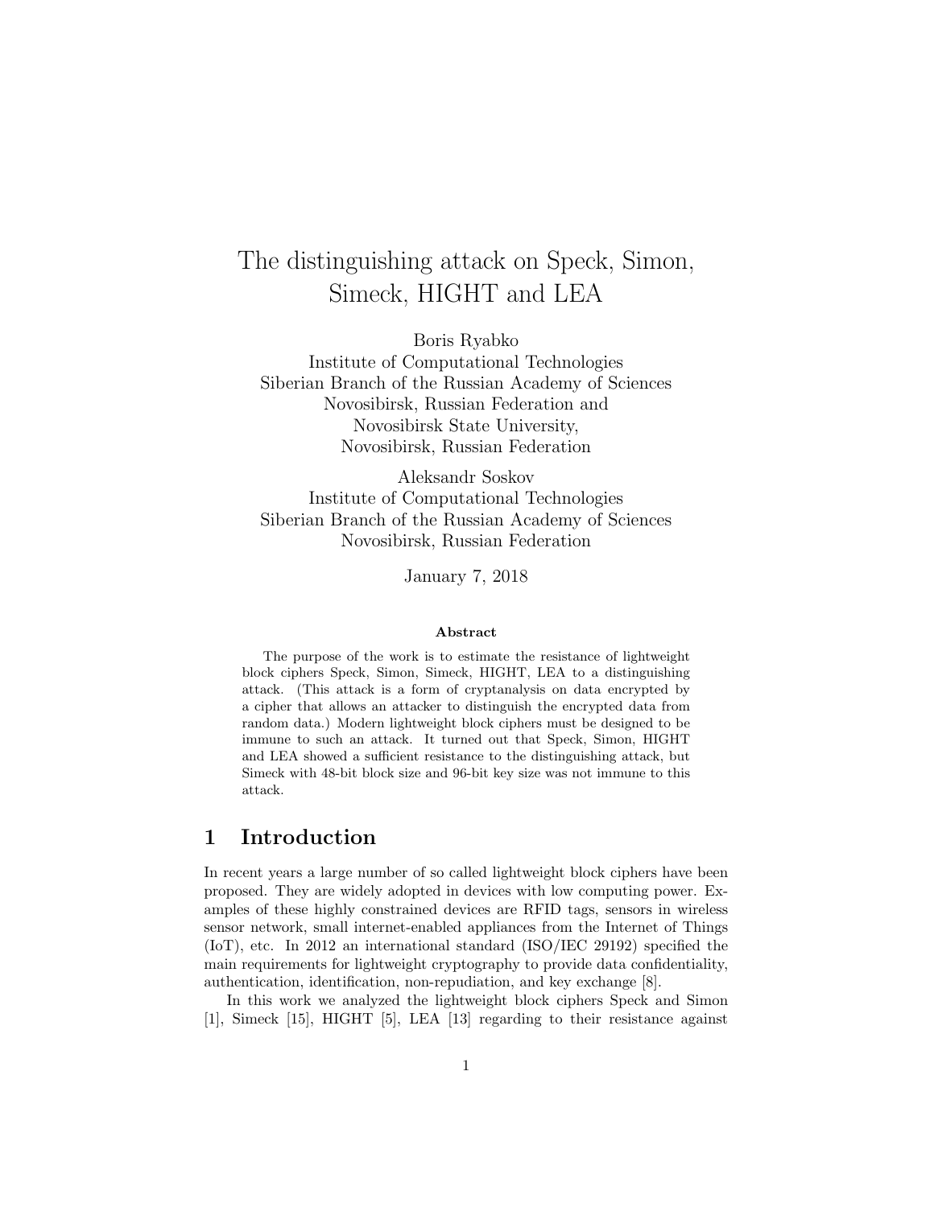# The distinguishing attack on Speck, Simon, Simeck, HIGHT and LEA

Boris Ryabko
Institute of Computational Technologies
Siberian Branch of the Russian Academy of Sciences
Novosibirsk, Russian Federation and
Novosibirsk State University,
Novosibirsk, Russian Federation

Aleksandr Soskov
Institute of Computational Technologies
Siberian Branch of the Russian Academy of Sciences
Novosibirsk, Russian Federation

January 7, 2018

**Abstract**

The purpose of the work is to estimate the resistance of lightweight block ciphers Speck, Simon, Simeck, HIGHT, LEA to a distinguishing attack. (This attack is a form of cryptanalysis on data encrypted by a cipher that allows an attacker to distinguish the encrypted data from random data.) Modern lightweight block ciphers must be designed to be immune to such an attack. It turned out that Speck, Simon, HIGHT and LEA showed a sufficient resistance to the distinguishing attack, but Simeck with 48-bit block size and 96-bit key size was not immune to this attack.

## 1 Introduction

In recent years a large number of so called lightweight block ciphers have been proposed. They are widely adopted in devices with low computing power. Examples of these highly constrained devices are RFID tags, sensors in wireless sensor network, small internet-enabled appliances from the Internet of Things (IoT), etc. In 2012 an international standard (ISO/IEC 29192) specified the main requirements for lightweight cryptography to provide data confidentiality, authentication, identification, non-repudiation, and key exchange [8].

In this work we analyzed the lightweight block ciphers Speck and Simon [1], Simeck [15], HIGHT [5], LEA [13] regarding to their resistance against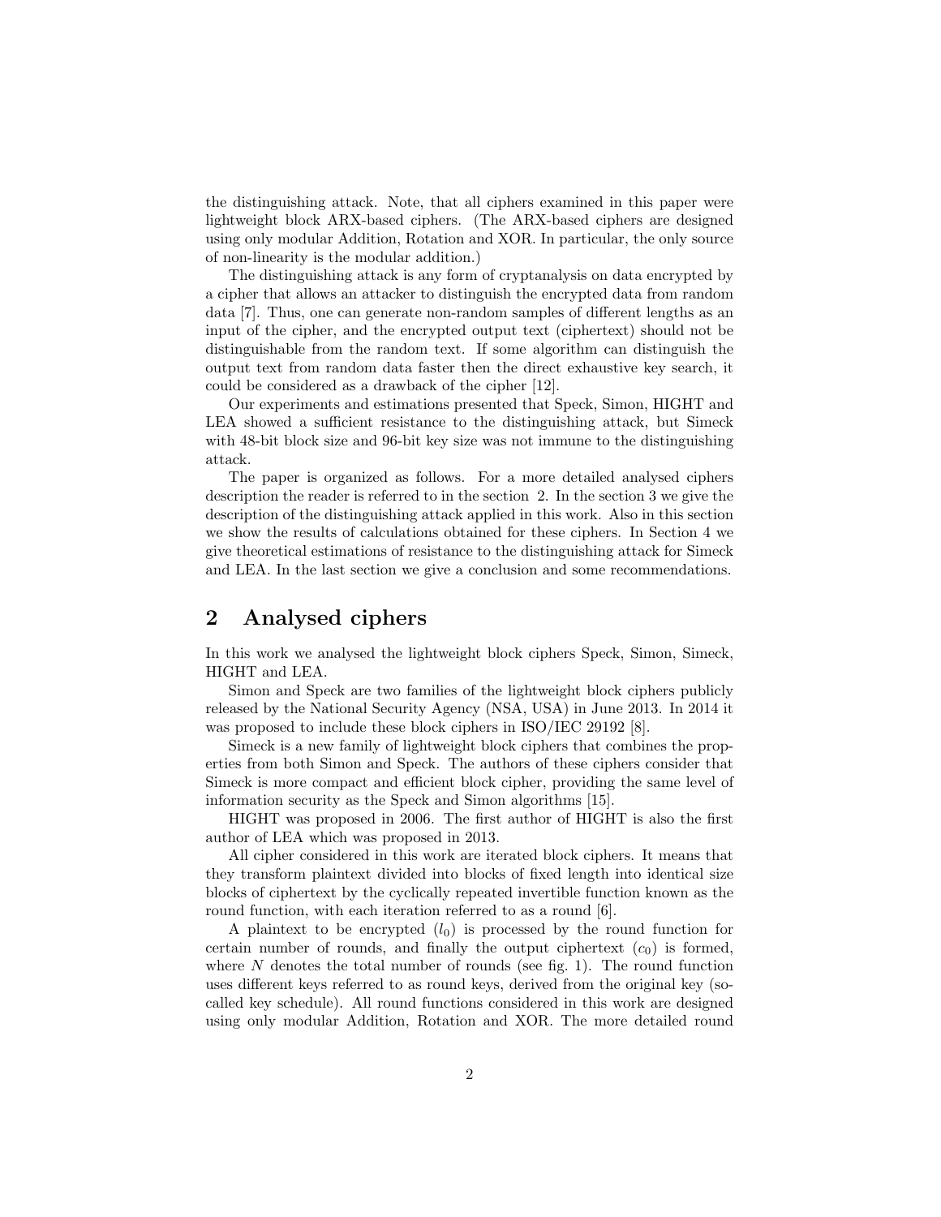the distinguishing attack. Note, that all ciphers examined in this paper were lightweight block ARX-based ciphers. (The ARX-based ciphers are designed using only modular Addition, Rotation and XOR. In particular, the only source of non-linearity is the modular addition.)

The distinguishing attack is any form of cryptanalysis on data encrypted by a cipher that allows an attacker to distinguish the encrypted data from random data [7]. Thus, one can generate non-random samples of different lengths as an input of the cipher, and the encrypted output text (ciphertext) should not be distinguishable from the random text. If some algorithm can distinguish the output text from random data faster then the direct exhaustive key search, it could be considered as a drawback of the cipher [12].

Our experiments and estimations presented that Speck, Simon, HIGHT and LEA showed a sufficient resistance to the distinguishing attack, but Simeck with 48-bit block size and 96-bit key size was not immune to the distinguishing attack.

The paper is organized as follows. For a more detailed analysed ciphers description the reader is referred to in the section 2. In the section 3 we give the description of the distinguishing attack applied in this work. Also in this section we show the results of calculations obtained for these ciphers. In Section 4 we give theoretical estimations of resistance to the distinguishing attack for Simeck and LEA. In the last section we give a conclusion and some recommendations.

## 2 Analysed ciphers

In this work we analysed the lightweight block ciphers Speck, Simon, Simeck, HIGHT and LEA.

Simon and Speck are two families of the lightweight block ciphers publicly released by the National Security Agency (NSA, USA) in June 2013. In 2014 it was proposed to include these block ciphers in ISO/IEC 29192 [8].

Simeck is a new family of lightweight block ciphers that combines the properties from both Simon and Speck. The authors of these ciphers consider that Simeck is more compact and efficient block cipher, providing the same level of information security as the Speck and Simon algorithms [15].

HIGHT was proposed in 2006. The first author of HIGHT is also the first author of LEA which was proposed in 2013.

All cipher considered in this work are iterated block ciphers. It means that they transform plaintext divided into blocks of fixed length into identical size blocks of ciphertext by the cyclically repeated invertible function known as the round function, with each iteration referred to as a round [6].

A plaintext to be encrypted ($l_0$) is processed by the round function for certain number of rounds, and finally the output ciphertext ($c_0$) is formed, where $N$ denotes the total number of rounds (see fig. 1). The round function uses different keys referred to as round keys, derived from the original key (so-called key schedule). All round functions considered in this work are designed using only modular Addition, Rotation and XOR. The more detailed round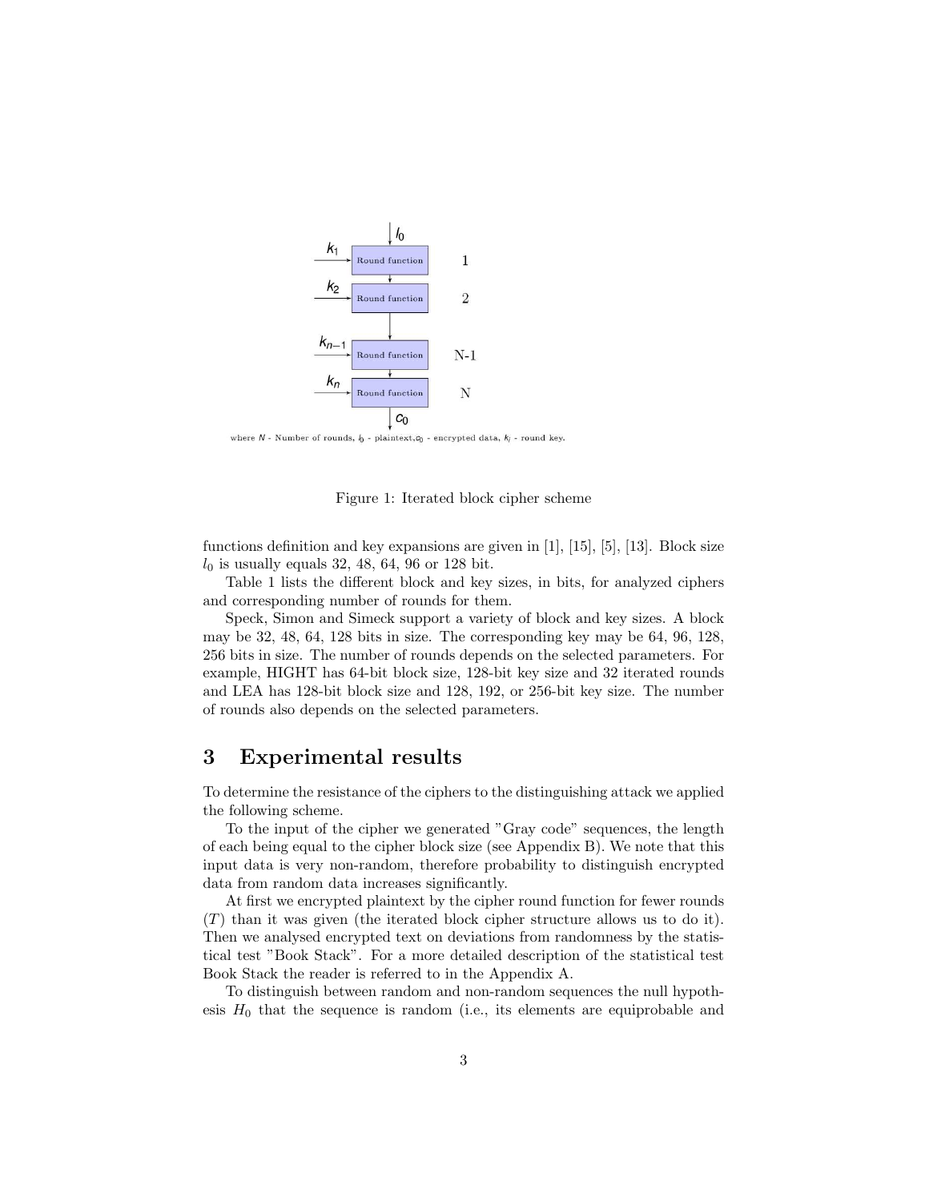where $N$ - Number of rounds, $l_0$ - plaintext, $c_0$ - encrypted data, $k_i$ - round key.

Figure 1: Iterated block cipher scheme

functions definition and key expansions are given in [1], [15], [5], [13]. Block size $l_0$ is usually equals 32, 48, 64, 96 or 128 bit.

Table 1 lists the different block and key sizes, in bits, for analyzed ciphers and corresponding number of rounds for them.

Speck, Simon and Simeck support a variety of block and key sizes. A block may be 32, 48, 64, 128 bits in size. The corresponding key may be 64, 96, 128, 256 bits in size. The number of rounds depends on the selected parameters. For example, HIGHT has 64-bit block size, 128-bit key size and 32 iterated rounds and LEA has 128-bit block size and 128, 192, or 256-bit key size. The number of rounds also depends on the selected parameters.

# 3 Experimental results

To determine the resistance of the ciphers to the distinguishing attack we applied the following scheme.

To the input of the cipher we generated "Gray code" sequences, the length of each being equal to the cipher block size (see Appendix B). We note that this input data is very non-random, therefore probability to distinguish encrypted data from random data increases significantly.

At first we encrypted plaintext by the cipher round function for fewer rounds ($T$) than it was given (the iterated block cipher structure allows us to do it). Then we analysed encrypted text on deviations from randomness by the statistical test "Book Stack". For a more detailed description of the statistical test Book Stack the reader is referred to in the Appendix A.

To distinguish between random and non-random sequences the null hypothesis $H_0$ that the sequence is random (i.e., its elements are equiprobable and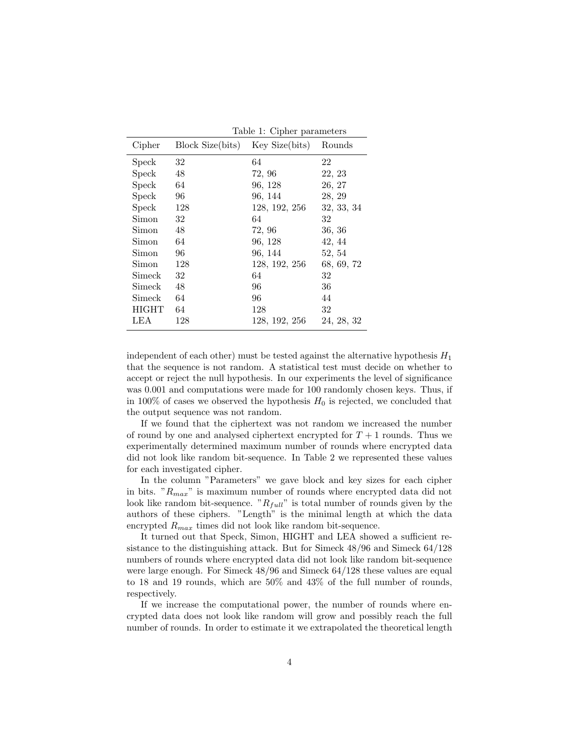Table 1: Cipher parameters

| Cipher | Block Size(bits) | Key Size(bits) | Rounds |
|---|---|---|---|
| Speck | 32 | 64 | 22 |
| Speck | 48 | 72, 96 | 22, 23 |
| Speck | 64 | 96, 128 | 26, 27 |
| Speck | 96 | 96, 144 | 28, 29 |
| Speck | 128 | 128, 192, 256 | 32, 33, 34 |
| Simon | 32 | 64 | 32 |
| Simon | 48 | 72, 96 | 36, 36 |
| Simon | 64 | 96, 128 | 42, 44 |
| Simon | 96 | 96, 144 | 52, 54 |
| Simon | 128 | 128, 192, 256 | 68, 69, 72 |
| Simeck | 32 | 64 | 32 |
| Simeck | 48 | 96 | 36 |
| Simeck | 64 | 96 | 44 |
| HIGHT | 64 | 128 | 32 |
| LEA | 128 | 128, 192, 256 | 24, 28, 32 |

independent of each other) must be tested against the alternative hypothesis $H_1$ that the sequence is not random. A statistical test must decide on whether to accept or reject the null hypothesis. In our experiments the level of significance was 0.001 and computations were made for 100 randomly chosen keys. Thus, if in 100% of cases we observed the hypothesis $H_0$ is rejected, we concluded that the output sequence was not random.

If we found that the ciphertext was not random we increased the number of round by one and analysed ciphertext encrypted for $T + 1$ rounds. Thus we experimentally determined maximum number of rounds where encrypted data did not look like random bit-sequence. In Table 2 we represented these values for each investigated cipher.

In the column "Parameters" we gave block and key sizes for each cipher in bits. "$R_{max}$" is maximum number of rounds where encrypted data did not look like random bit-sequence. "$R_{full}$" is total number of rounds given by the authors of these ciphers. "Length" is the minimal length at which the data encrypted $R_{max}$ times did not look like random bit-sequence.

It turned out that Speck, Simon, HIGHT and LEA showed a sufficient resistance to the distinguishing attack. But for Simeck 48/96 and Simeck 64/128 numbers of rounds where encrypted data did not look like random bit-sequence were large enough. For Simeck 48/96 and Simeck 64/128 these values are equal to 18 and 19 rounds, which are 50% and 43% of the full number of rounds, respectively.

If we increase the computational power, the number of rounds where encrypted data does not look like random will grow and possibly reach the full number of rounds. In order to estimate it we extrapolated the theoretical length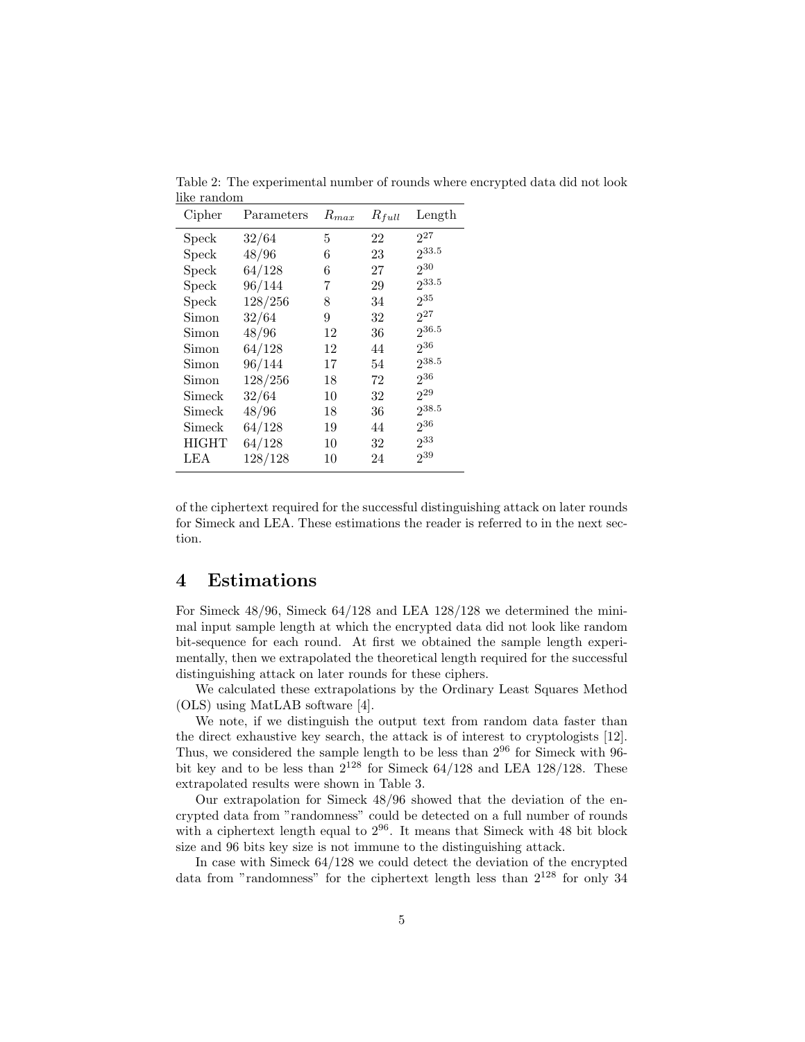Table 2: The experimental number of rounds where encrypted data did not look like random

| Cipher | Parameters | $R_{max}$ | $R_{full}$ | Length |
|---|---|---|---|---|
| Speck | 32/64 | 5 | 22 | $2^{27}$ |
| Speck | 48/96 | 6 | 23 | $2^{33.5}$ |
| Speck | 64/128 | 6 | 27 | $2^{30}$ |
| Speck | 96/144 | 7 | 29 | $2^{33.5}$ |
| Speck | 128/256 | 8 | 34 | $2^{35}$ |
| Simon | 32/64 | 9 | 32 | $2^{27}$ |
| Simon | 48/96 | 12 | 36 | $2^{36.5}$ |
| Simon | 64/128 | 12 | 44 | $2^{36}$ |
| Simon | 96/144 | 17 | 54 | $2^{38.5}$ |
| Simon | 128/256 | 18 | 72 | $2^{36}$ |
| Simeck | 32/64 | 10 | 32 | $2^{29}$ |
| Simeck | 48/96 | 18 | 36 | $2^{38.5}$ |
| Simeck | 64/128 | 19 | 44 | $2^{36}$ |
| HIGHT | 64/128 | 10 | 32 | $2^{33}$ |
| LEA | 128/128 | 10 | 24 | $2^{39}$ |

of the ciphertext required for the successful distinguishing attack on later rounds for Simeck and LEA. These estimations the reader is referred to in the next section.

## 4 Estimations

For Simeck 48/96, Simeck 64/128 and LEA 128/128 we determined the minimal input sample length at which the encrypted data did not look like random bit-sequence for each round. At first we obtained the sample length experimentally, then we extrapolated the theoretical length required for the successful distinguishing attack on later rounds for these ciphers.

We calculated these extrapolations by the Ordinary Least Squares Method (OLS) using MatLAB software [4].

We note, if we distinguish the output text from random data faster than the direct exhaustive key search, the attack is of interest to cryptologists [12]. Thus, we considered the sample length to be less than $2^{96}$ for Simeck with 96-bit key and to be less than $2^{128}$ for Simeck 64/128 and LEA 128/128. These extrapolated results were shown in Table 3.

Our extrapolation for Simeck 48/96 showed that the deviation of the encrypted data from "randomness" could be detected on a full number of rounds with a ciphertext length equal to $2^{96}$. It means that Simeck with 48 bit block size and 96 bits key size is not immune to the distinguishing attack.

In case with Simeck 64/128 we could detect the deviation of the encrypted data from "randomness" for the ciphertext length less than $2^{128}$ for only 34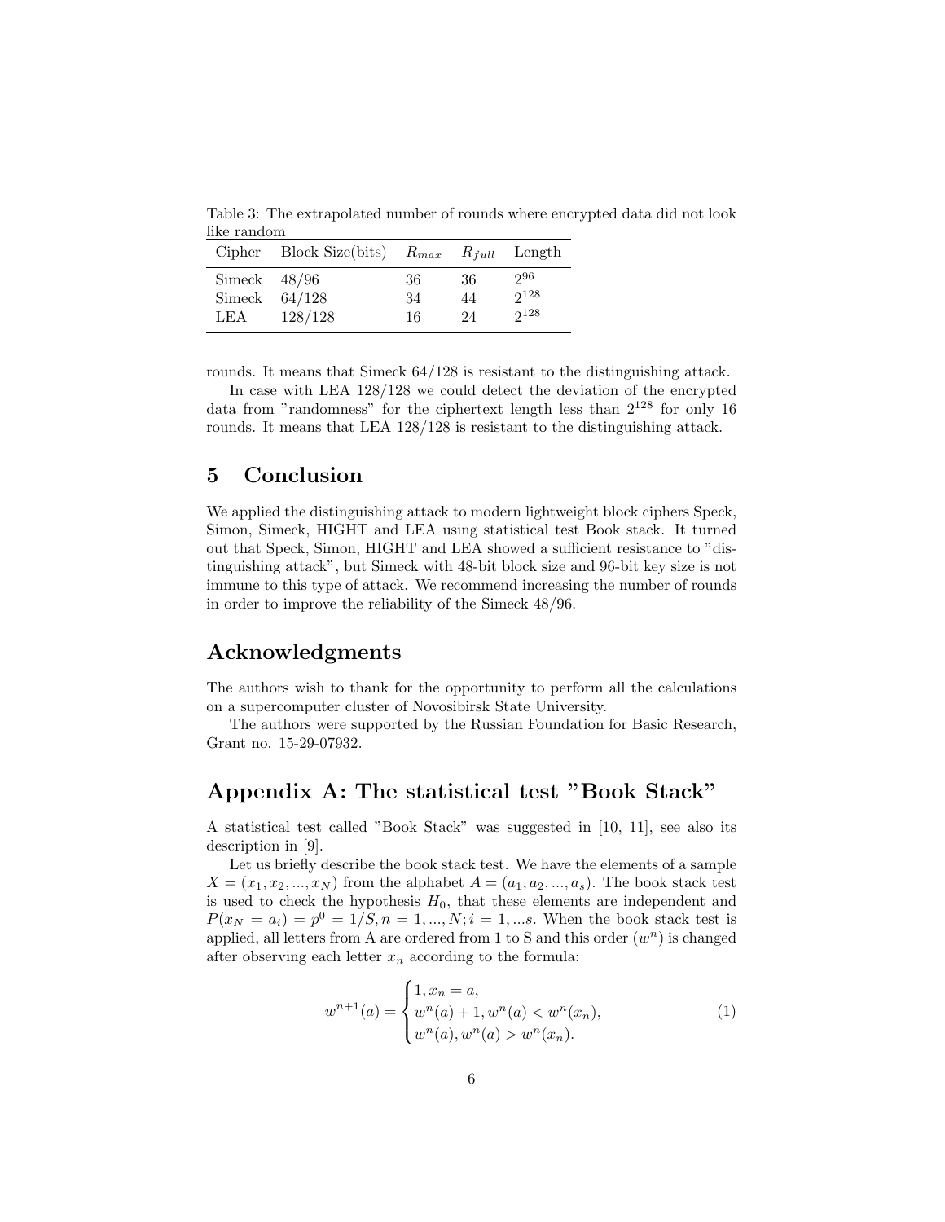Table 3: The extrapolated number of rounds where encrypted data did not look like random

| Cipher | Block Size(bits) | $R_{max}$ | $R_{full}$ | Length |
|---|---|---|---|---|
| Simeck | 48/96 | 36 | 36 | $2^{96}$ |
| Simeck | 64/128 | 34 | 44 | $2^{128}$ |
| LEA | 128/128 | 16 | 24 | $2^{128}$ |

rounds. It means that Simeck 64/128 is resistant to the distinguishing attack.

In case with LEA 128/128 we could detect the deviation of the encrypted data from "randomness" for the ciphertext length less than $2^{128}$ for only 16 rounds. It means that LEA 128/128 is resistant to the distinguishing attack.

# 5 Conclusion

We applied the distinguishing attack to modern lightweight block ciphers Speck, Simon, Simeck, HIGHT and LEA using statistical test Book stack. It turned out that Speck, Simon, HIGHT and LEA showed a sufficient resistance to "distinguishing attack", but Simeck with 48-bit block size and 96-bit key size is not immune to this type of attack. We recommend increasing the number of rounds in order to improve the reliability of the Simeck 48/96.

# Acknowledgments

The authors wish to thank for the opportunity to perform all the calculations on a supercomputer cluster of Novosibirsk State University.

The authors were supported by the Russian Foundation for Basic Research, Grant no. 15-29-07932.

# Appendix A: The statistical test "Book Stack"

A statistical test called "Book Stack" was suggested in [10, 11], see also its description in [9].

Let us briefly describe the book stack test. We have the elements of a sample $X = (x_1, x_2, ..., x_N)$ from the alphabet $A = (a_1, a_2, ..., a_s)$. The book stack test is used to check the hypothesis $H_0$, that these elements are independent and $P(x_N = a_i) = p^0 = 1/S, n = 1, ..., N; i = 1, ...s$. When the book stack test is applied, all letters from A are ordered from 1 to S and this order $(w^n)$ is changed after observing each letter $x_n$ according to the formula:

$$w^{n+1}(a) = \begin{cases} 1, x_n = a, \\ w^n(a) + 1, w^n(a) < w^n(x_n), \\ w^n(a), w^n(a) > w^n(x_n). \end{cases} \tag{1}$$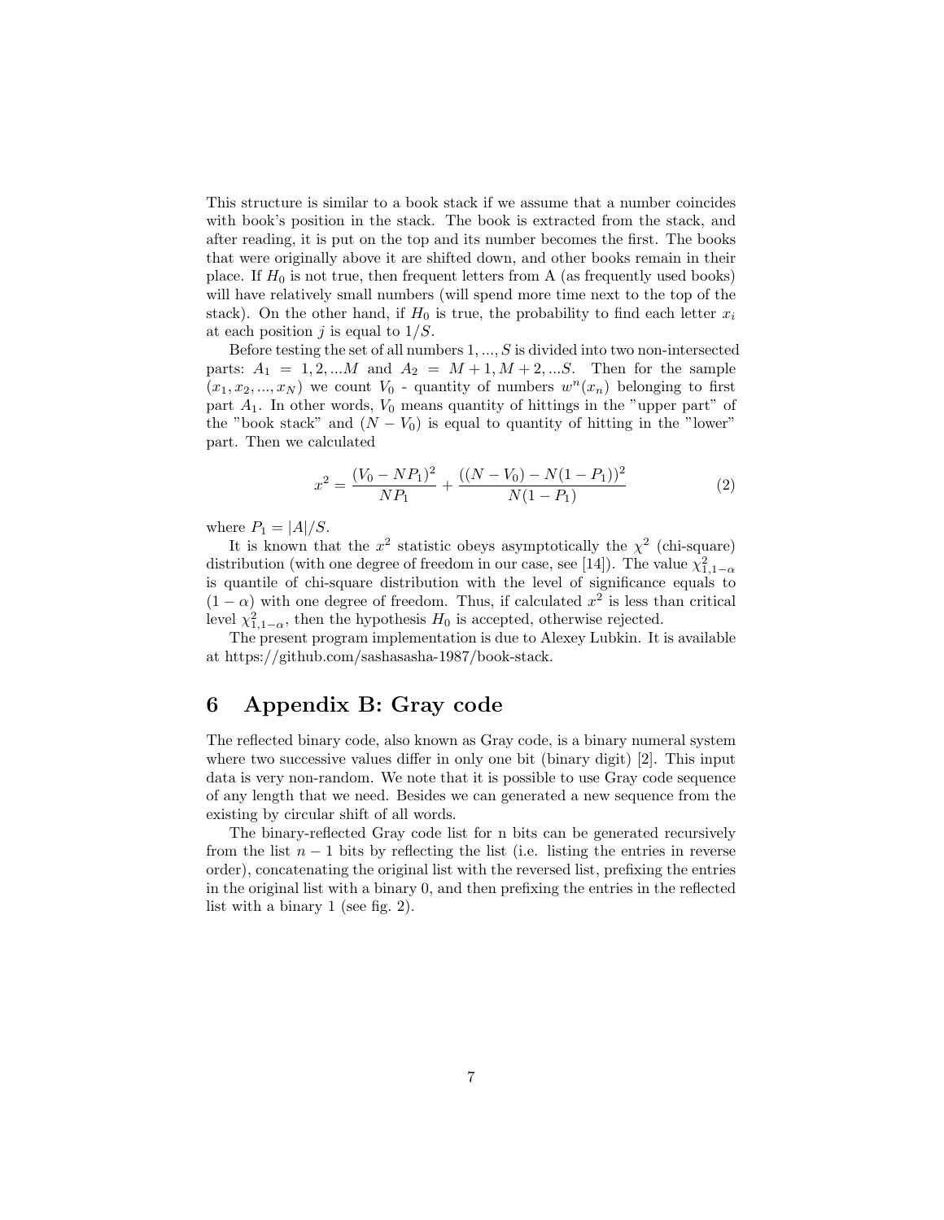This structure is similar to a book stack if we assume that a number coincides with book's position in the stack. The book is extracted from the stack, and after reading, it is put on the top and its number becomes the first. The books that were originally above it are shifted down, and other books remain in their place. If $H_0$ is not true, then frequent letters from A (as frequently used books) will have relatively small numbers (will spend more time next to the top of the stack). On the other hand, if $H_0$ is true, the probability to find each letter $x_i$ at each position $j$ is equal to $1/S$.

Before testing the set of all numbers $1, ..., S$ is divided into two non-intersected parts: $A_1 = 1, 2, ...M$ and $A_2 = M+1, M+2, ...S$. Then for the sample $(x_1, x_2, ..., x_N)$ we count $V_0$ - quantity of numbers $w^n(x_n)$ belonging to first part $A_1$. In other words, $V_0$ means quantity of hittings in the "upper part" of the "book stack" and $(N - V_0)$ is equal to quantity of hitting in the "lower" part. Then we calculated

$$x^2 = \frac{(V_0 - NP_1)^2}{NP_1} + \frac{((N - V_0) - N(1 - P_1))^2}{N(1 - P_1)} \tag{2}$$

where $P_1 = |A|/S$.

It is known that the $x^2$ statistic obeys asymptotically the $\chi^2$ (chi-square) distribution (with one degree of freedom in our case, see [14]). The value $\chi^2_{1,1-\alpha}$ is quantile of chi-square distribution with the level of significance equals to $(1 - \alpha)$ with one degree of freedom. Thus, if calculated $x^2$ is less than critical level $\chi^2_{1,1-\alpha}$, then the hypothesis $H_0$ is accepted, otherwise rejected.

The present program implementation is due to Alexey Lubkin. It is available at https://github.com/sashasasha-1987/book-stack.

# 6 Appendix B: Gray code

The reflected binary code, also known as Gray code, is a binary numeral system where two successive values differ in only one bit (binary digit) [2]. This input data is very non-random. We note that it is possible to use Gray code sequence of any length that we need. Besides we can generated a new sequence from the existing by circular shift of all words.

The binary-reflected Gray code list for n bits can be generated recursively from the list $n - 1$ bits by reflecting the list (i.e. listing the entries in reverse order), concatenating the original list with the reversed list, prefixing the entries in the original list with a binary 0, and then prefixing the entries in the reflected list with a binary 1 (see fig. 2).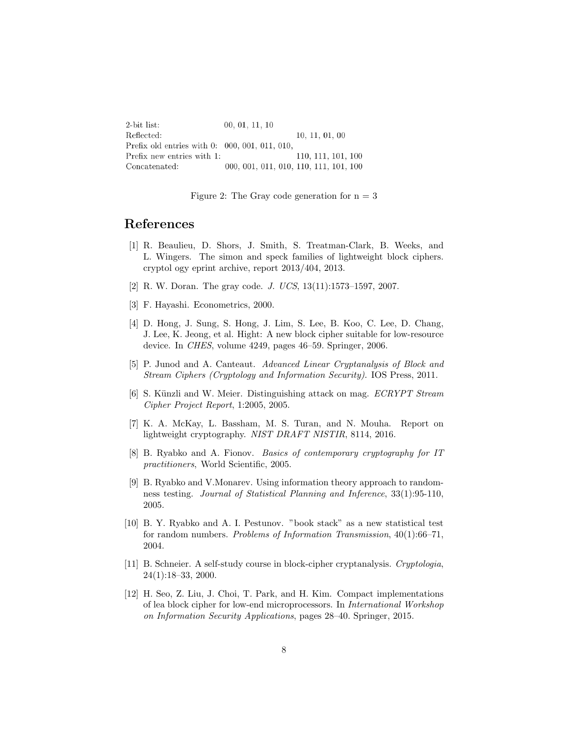| | | |
|---|---|---|
| 2-bit list: | 00, 01, 11, 10 | |
| Reflected: | | 10, 11, 01, 00 |
| Prefix old entries with 0: | 000, 001, 011, 010, | |
| Prefix new entries with 1: | | 110, 111, 101, 100 |
| Concatenated: | 000, 001, 011, 010, | 110, 111, 101, 100 |

Figure 2: The Gray code generation for n = 3

# References

[1] R. Beaulieu, D. Shors, J. Smith, S. Treatman-Clark, B. Weeks, and L. Wingers. The simon and speck families of lightweight block ciphers. cryptol ogy eprint archive, report 2013/404, 2013.

[2] R. W. Doran. The gray code. *J. UCS*, 13(11):1573–1597, 2007.

[3] F. Hayashi. Econometrics, 2000.

[4] D. Hong, J. Sung, S. Hong, J. Lim, S. Lee, B. Koo, C. Lee, D. Chang, J. Lee, K. Jeong, et al. Hight: A new block cipher suitable for low-resource device. In *CHES*, volume 4249, pages 46–59. Springer, 2006.

[5] P. Junod and A. Canteaut. *Advanced Linear Cryptanalysis of Block and Stream Ciphers (Cryptology and Information Security)*. IOS Press, 2011.

[6] S. Künzli and W. Meier. Distinguishing attack on mag. *ECRYPT Stream Cipher Project Report*, 1:2005, 2005.

[7] K. A. McKay, L. Bassham, M. S. Turan, and N. Mouha. Report on lightweight cryptography. *NIST DRAFT NISTIR*, 8114, 2016.

[8] B. Ryabko and A. Fionov. *Basics of contemporary cryptography for IT practitioners*, World Scientific, 2005.

[9] B. Ryabko and V.Monarev. Using information theory approach to randomness testing. *Journal of Statistical Planning and Inference*, 33(1):95-110, 2005.

[10] B. Y. Ryabko and A. I. Pestunov. "book stack" as a new statistical test for random numbers. *Problems of Information Transmission*, 40(1):66–71, 2004.

[11] B. Schneier. A self-study course in block-cipher cryptanalysis. *Cryptologia*, 24(1):18–33, 2000.

[12] H. Seo, Z. Liu, J. Choi, T. Park, and H. Kim. Compact implementations of lea block cipher for low-end microprocessors. In *International Workshop on Information Security Applications*, pages 28–40. Springer, 2015.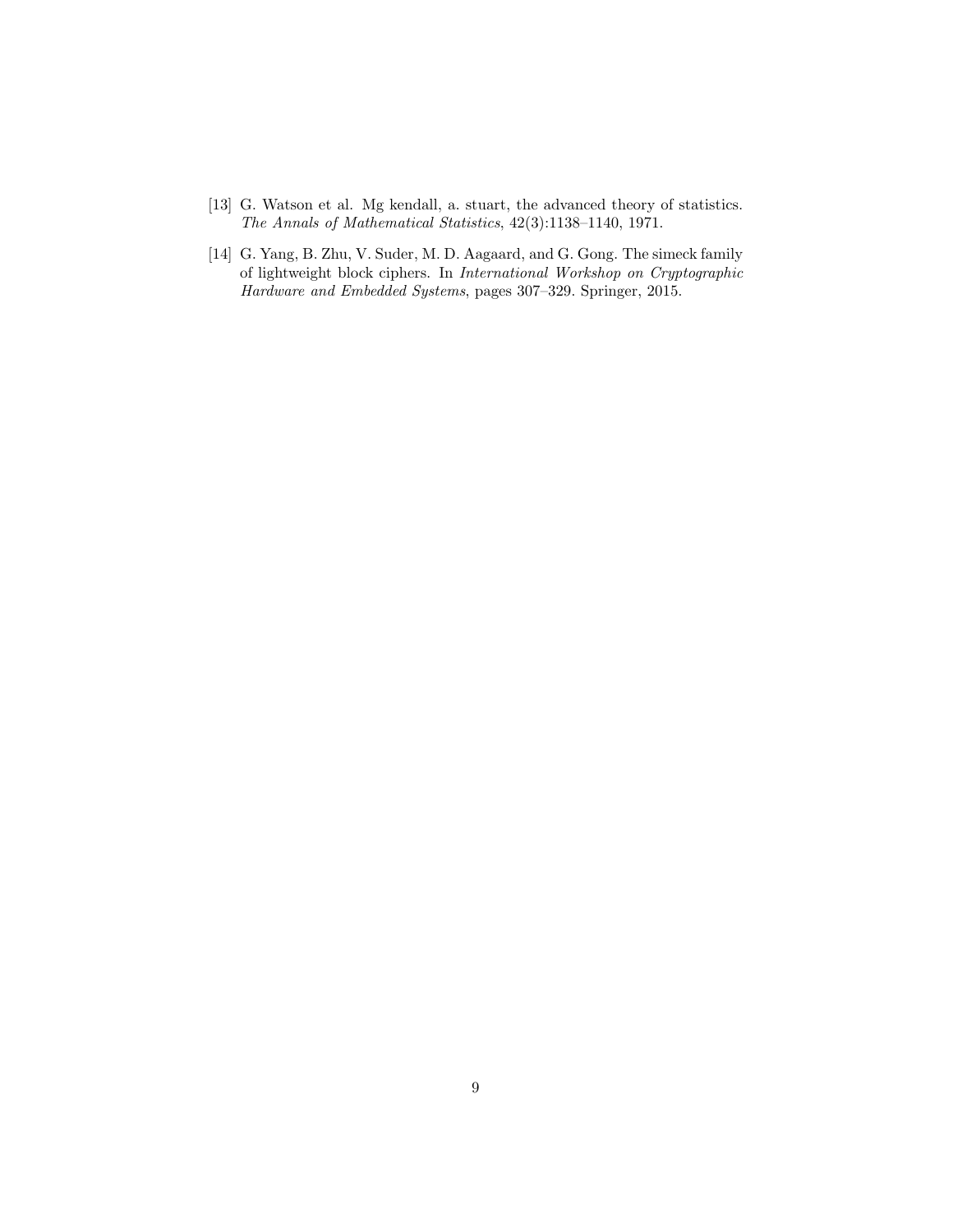[13] G. Watson et al. Mg kendall, a. stuart, the advanced theory of statistics. *The Annals of Mathematical Statistics*, 42(3):1138–1140, 1971.

[14] G. Yang, B. Zhu, V. Suder, M. D. Aagaard, and G. Gong. The simeck family of lightweight block ciphers. In *International Workshop on Cryptographic Hardware and Embedded Systems*, pages 307–329. Springer, 2015.